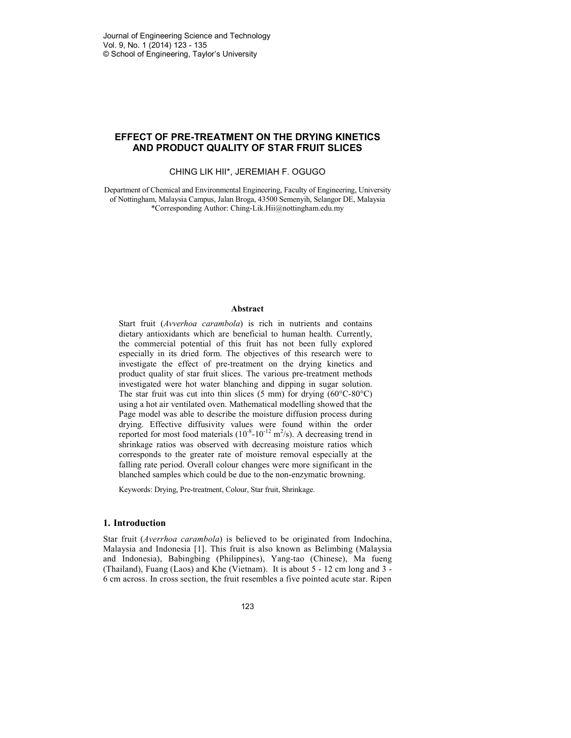# EFFECT OF PRE-TREATMENT ON THE DRYING KINETICS AND PRODUCT QUALITY OF STAR FRUIT SLICES

CHING LIK HII*, JEREMIAH F. OGUGO

Department of Chemical and Environmental Engineering, Faculty of Engineering, University of Nottingham, Malaysia Campus, Jalan Broga, 43500 Semenyih, Selangor DE, Malaysia
*Corresponding Author: Ching-Lik.Hii@nottingham.edu.my

## Abstract

Start fruit (*Avverhoa carambola*) is rich in nutrients and contains dietary antioxidants which are beneficial to human health. Currently, the commercial potential of this fruit has not been fully explored especially in its dried form. The objectives of this research were to investigate the effect of pre-treatment on the drying kinetics and product quality of star fruit slices. The various pre-treatment methods investigated were hot water blanching and dipping in sugar solution. The star fruit was cut into thin slices (5 mm) for drying (60°C-80°C) using a hot air ventilated oven. Mathematical modelling showed that the Page model was able to describe the moisture diffusion process during drying. Effective diffusivity values were found within the order reported for most food materials ($10^{-8}$-$10^{-12}$ $m^2/s$). A decreasing trend in shrinkage ratios was observed with decreasing moisture ratios which corresponds to the greater rate of moisture removal especially at the falling rate period. Overall colour changes were more significant in the blanched samples which could be due to the non-enzymatic browning.

Keywords: Drying, Pre-treatment, Colour, Star fruit, Shrinkage.

## 1. Introduction

Star fruit (*Averrhoa carambola*) is believed to be originated from Indochina, Malaysia and Indonesia [1]. This fruit is also known as Belimbing (Malaysia and Indonesia), Babingbing (Philippines), Yang-tao (Chinese), Ma fueng (Thailand), Fuang (Laos) and Khe (Vietnam). It is about 5 - 12 cm long and 3 - 6 cm across. In cross section, the fruit resembles a five pointed acute star. Ripen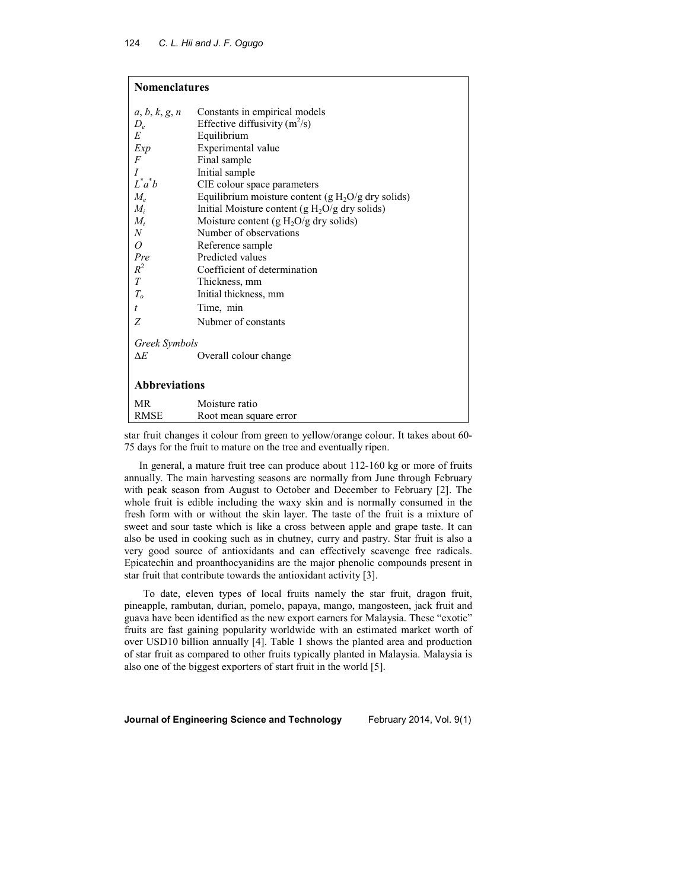## Nomenclatures

| | |
|---|---|
| $a$, $b$, $k$, $g$, $n$ | Constants in empirical models |
| $D_e$ | Effective diffusivity ($m^2/s$) |
| $E$ | Equilibrium |
| $Exp$ | Experimental value |
| $F$ | Final sample |
| $I$ | Initial sample |
| $L^*a^*b$ | CIE colour space parameters |
| $M_e$ | Equilibrium moisture content (g $H_2O$/g dry solids) |
| $M_i$ | Initial Moisture content (g $H_2O$/g dry solids) |
| $M_t$ | Moisture content (g $H_2O$/g dry solids) |
| $N$ | Number of observations |
| $O$ | Reference sample |
| $Pre$ | Predicted values |
| $R^2$ | Coefficient of determination |
| $T$ | Thickness, mm |
| $T_o$ | Initial thickness, mm |
| $t$ | Time, min |
| $Z$ | Nubmer of constants |

*Greek Symbols*

| | |
|---|---|
| $\Delta E$ | Overall colour change |

### Abbreviations

| | |
|---|---|
| MR | Moisture ratio |
| RMSE | Root mean square error |

star fruit changes it colour from green to yellow/orange colour. It takes about 60-75 days for the fruit to mature on the tree and eventually ripen.

In general, a mature fruit tree can produce about 112-160 kg or more of fruits annually. The main harvesting seasons are normally from June through February with peak season from August to October and December to February [2]. The whole fruit is edible including the waxy skin and is normally consumed in the fresh form with or without the skin layer. The taste of the fruit is a mixture of sweet and sour taste which is like a cross between apple and grape taste. It can also be used in cooking such as in chutney, curry and pastry. Star fruit is also a very good source of antioxidants and can effectively scavenge free radicals. Epicatechin and proanthocyanidins are the major phenolic compounds present in star fruit that contribute towards the antioxidant activity [3].

To date, eleven types of local fruits namely the star fruit, dragon fruit, pineapple, rambutan, durian, pomelo, papaya, mango, mangosteen, jack fruit and guava have been identified as the new export earners for Malaysia. These "exotic" fruits are fast gaining popularity worldwide with an estimated market worth of over USD10 billion annually [4]. Table 1 shows the planted area and production of star fruit as compared to other fruits typically planted in Malaysia. Malaysia is also one of the biggest exporters of start fruit in the world [5].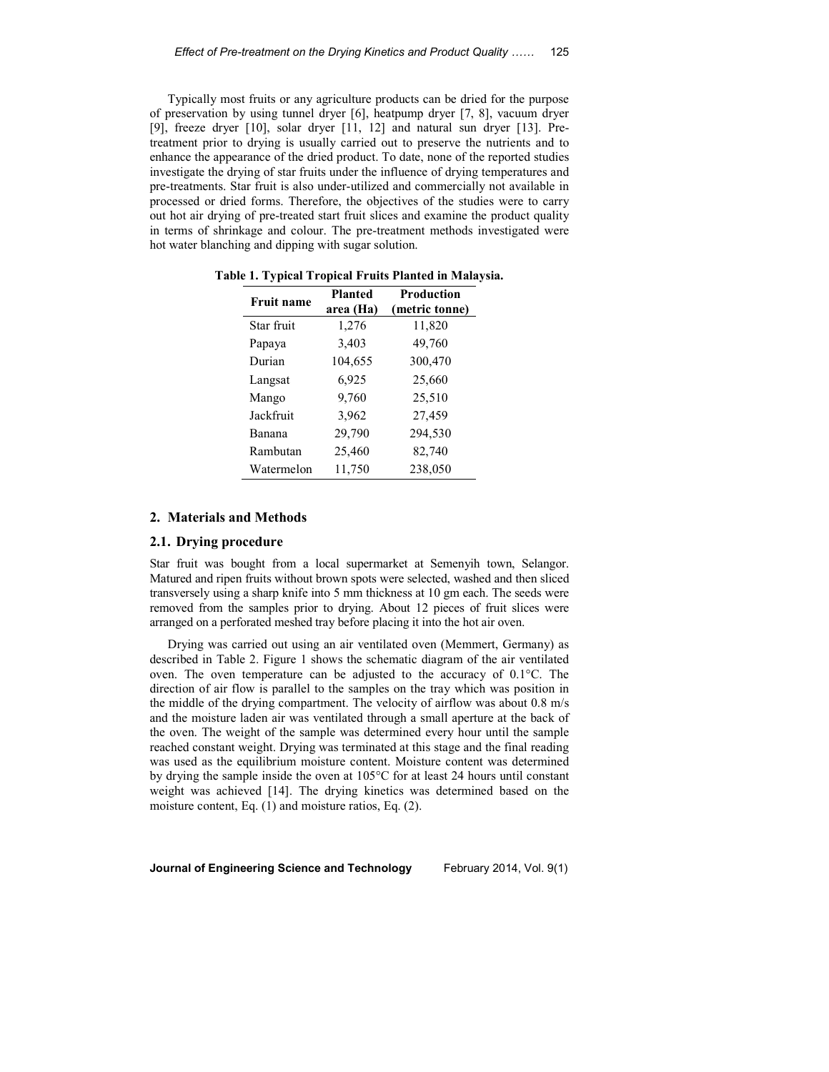Typically most fruits or any agriculture products can be dried for the purpose of preservation by using tunnel dryer [6], heatpump dryer [7, 8], vacuum dryer [9], freeze dryer [10], solar dryer [11, 12] and natural sun dryer [13]. Pre-treatment prior to drying is usually carried out to preserve the nutrients and to enhance the appearance of the dried product. To date, none of the reported studies investigate the drying of star fruits under the influence of drying temperatures and pre-treatments. Star fruit is also under-utilized and commercially not available in processed or dried forms. Therefore, the objectives of the studies were to carry out hot air drying of pre-treated start fruit slices and examine the product quality in terms of shrinkage and colour. The pre-treatment methods investigated were hot water blanching and dipping with sugar solution.

**Table 1. Typical Tropical Fruits Planted in Malaysia.**

| Fruit name | Planted area (Ha) | Production (metric tonne) |
|---|---|---|
| Star fruit | 1,276 | 11,820 |
| Papaya | 3,403 | 49,760 |
| Durian | 104,655 | 300,470 |
| Langsat | 6,925 | 25,660 |
| Mango | 9,760 | 25,510 |
| Jackfruit | 3,962 | 27,459 |
| Banana | 29,790 | 294,530 |
| Rambutan | 25,460 | 82,740 |
| Watermelon | 11,750 | 238,050 |

## 2. Materials and Methods

### 2.1. Drying procedure

Star fruit was bought from a local supermarket at Semenyih town, Selangor. Matured and ripen fruits without brown spots were selected, washed and then sliced transversely using a sharp knife into 5 mm thickness at 10 gm each. The seeds were removed from the samples prior to drying. About 12 pieces of fruit slices were arranged on a perforated meshed tray before placing it into the hot air oven.

Drying was carried out using an air ventilated oven (Memmert, Germany) as described in Table 2. Figure 1 shows the schematic diagram of the air ventilated oven. The oven temperature can be adjusted to the accuracy of 0.1°C. The direction of air flow is parallel to the samples on the tray which was position in the middle of the drying compartment. The velocity of airflow was about 0.8 m/s and the moisture laden air was ventilated through a small aperture at the back of the oven. The weight of the sample was determined every hour until the sample reached constant weight. Drying was terminated at this stage and the final reading was used as the equilibrium moisture content. Moisture content was determined by drying the sample inside the oven at 105°C for at least 24 hours until constant weight was achieved [14]. The drying kinetics was determined based on the moisture content, Eq. (1) and moisture ratios, Eq. (2).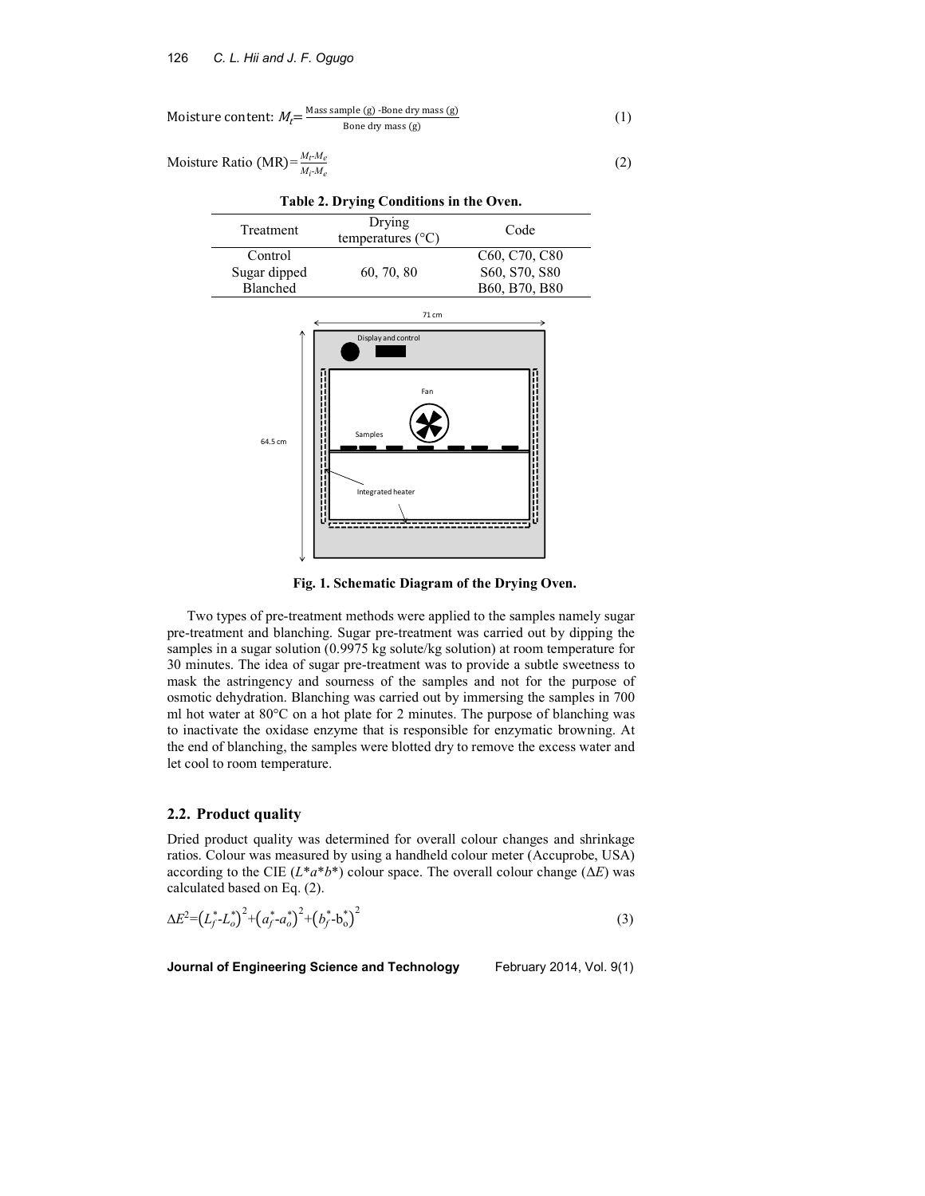Moisture content: $M_t = \frac{\text{Mass sample (g) -Bone dry mass (g)}}{\text{Bone dry mass (g)}}$ (1)

Moisture Ratio (MR) $= \frac{M_t - M_e}{M_i - M_e}$ (2)

**Table 2. Drying Conditions in the Oven.**

| Treatment | Drying temperatures (°C) | Code |
|---|---|---|
| Control | | C60, C70, C80 |
| Sugar dipped | 60, 70, 80 | S60, S70, S80 |
| Blanched | | B60, B70, B80 |

**Fig. 1. Schematic Diagram of the Drying Oven.**

Two types of pre-treatment methods were applied to the samples namely sugar pre-treatment and blanching. Sugar pre-treatment was carried out by dipping the samples in a sugar solution (0.9975 kg solute/kg solution) at room temperature for 30 minutes. The idea of sugar pre-treatment was to provide a subtle sweetness to mask the astringency and sourness of the samples and not for the purpose of osmotic dehydration. Blanching was carried out by immersing the samples in 700 ml hot water at 80°C on a hot plate for 2 minutes. The purpose of blanching was to inactivate the oxidase enzyme that is responsible for enzymatic browning. At the end of blanching, the samples were blotted dry to remove the excess water and let cool to room temperature.

## 2.2. Product quality

Dried product quality was determined for overall colour changes and shrinkage ratios. Colour was measured by using a handheld colour meter (Accuprobe, USA) according to the CIE ($L^*a^*b^*$) colour space. The overall colour change ($\Delta E$) was calculated based on Eq. (2).

$$\Delta E^2 = \left(L_f^* - L_o^*\right)^2 + \left(a_f^* - a_o^*\right)^2 + \left(b_f^* - b_o^*\right)^2 \quad (3)$$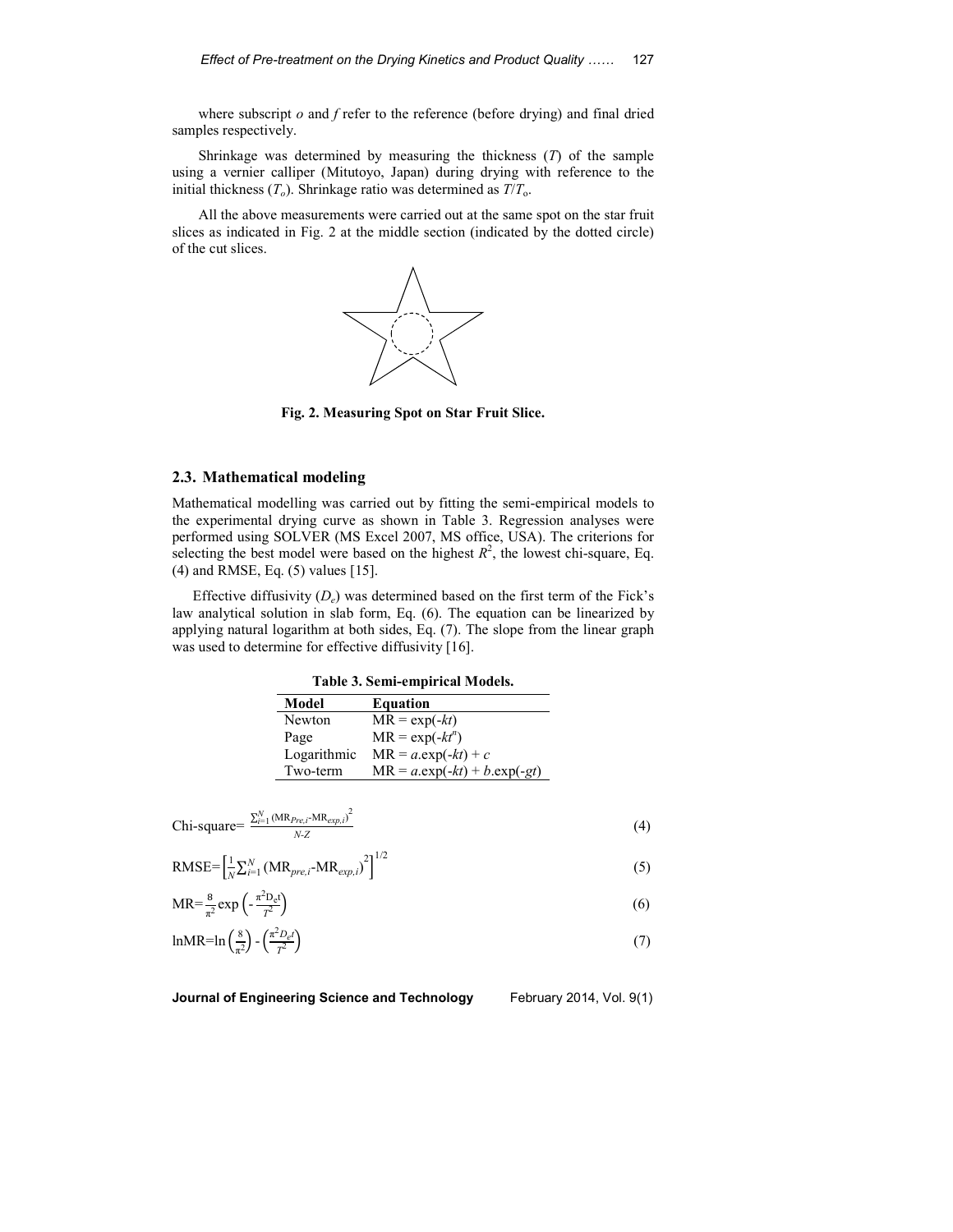where subscript *o* and *f* refer to the reference (before drying) and final dried samples respectively.

Shrinkage was determined by measuring the thickness ($T$) of the sample using a vernier calliper (Mitutoyo, Japan) during drying with reference to the initial thickness ($T_o$). Shrinkage ratio was determined as $T/T_o$.

All the above measurements were carried out at the same spot on the star fruit slices as indicated in Fig. 2 at the middle section (indicated by the dotted circle) of the cut slices.

**Fig. 2. Measuring Spot on Star Fruit Slice.**

## 2.3. Mathematical modeling

Mathematical modelling was carried out by fitting the semi-empirical models to the experimental drying curve as shown in Table 3. Regression analyses were performed using SOLVER (MS Excel 2007, MS office, USA). The criterions for selecting the best model were based on the highest $R^2$, the lowest chi-square, Eq. (4) and RMSE, Eq. (5) values [15].

Effective diffusivity ($D_e$) was determined based on the first term of the Fick's law analytical solution in slab form, Eq. (6). The equation can be linearized by applying natural logarithm at both sides, Eq. (7). The slope from the linear graph was used to determine for effective diffusivity [16].

**Table 3. Semi-empirical Models.**

| Model | Equation |
|---|---|
| Newton | $MR = \exp(-kt)$ |
| Page | $MR = \exp(-kt^n)$ |
| Logarithmic | $MR = a.\exp(-kt) + c$ |
| Two-term | $MR = a.\exp(-kt) + b.\exp(-gt)$ |

$$\text{Chi-square}=\frac{\sum_{i=1}^{N}\left(\text{MR}_{Pre,i}-\text{MR}_{exp,i}\right)^2}{N\text{-}Z} \tag{4}$$

$$\text{RMSE}=\left[\frac{1}{N}\sum_{i=1}^{N}\left(\text{MR}_{pre,i}-\text{MR}_{exp,i}\right)^2\right]^{1/2} \tag{5}$$

$$\text{MR}=\frac{8}{\pi^2}\exp\left(-\frac{\pi^2 D_e t}{T^2}\right) \tag{6}$$

$$\ln\text{MR}=\ln\left(\frac{8}{\pi^2}\right)-\left(\frac{\pi^2 D_e t}{T^2}\right) \tag{7}$$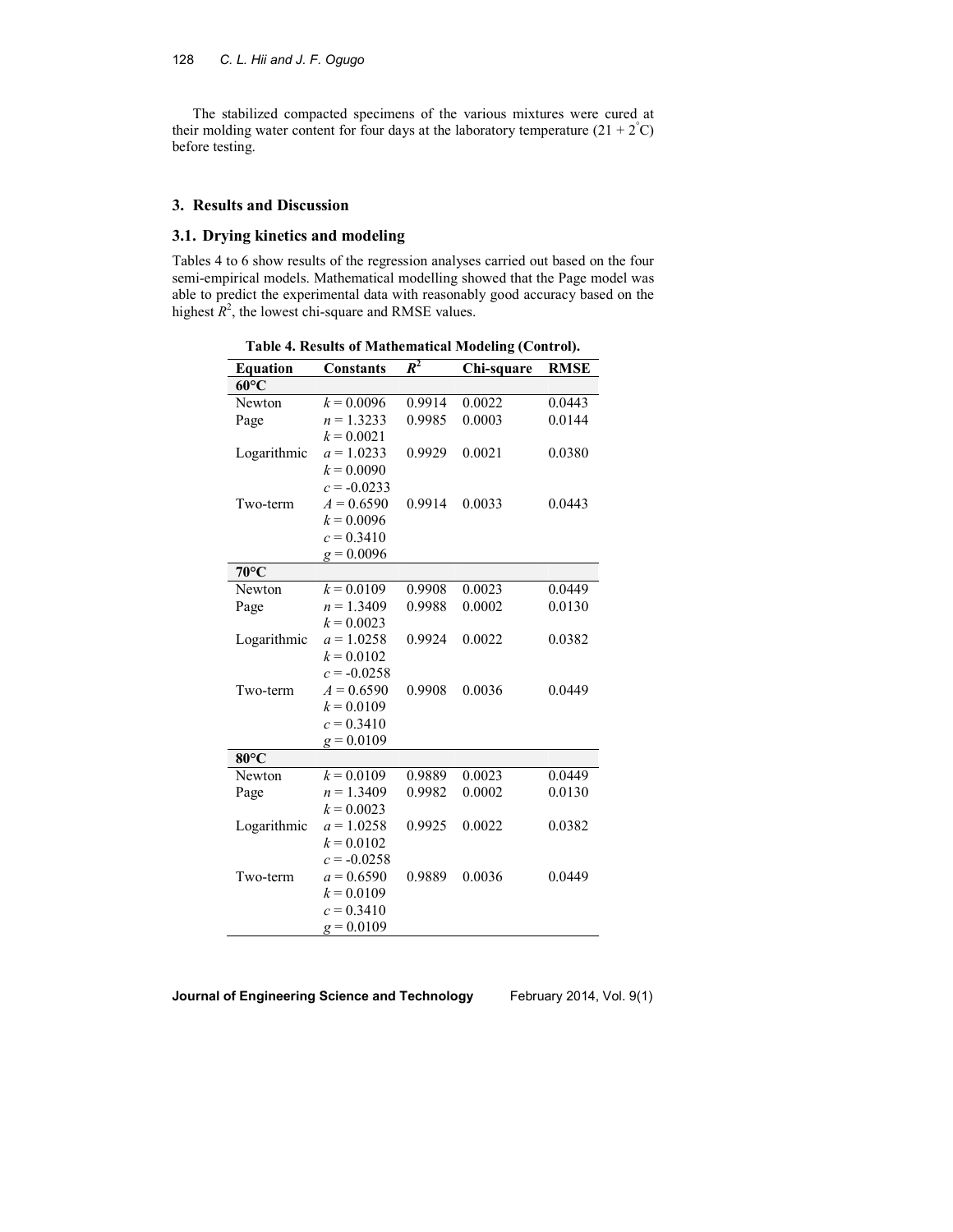The stabilized compacted specimens of the various mixtures were cured at their molding water content for four days at the laboratory temperature (21 + 2°C) before testing.

## 3. Results and Discussion

### 3.1. Drying kinetics and modeling

Tables 4 to 6 show results of the regression analyses carried out based on the four semi-empirical models. Mathematical modelling showed that the Page model was able to predict the experimental data with reasonably good accuracy based on the highest $R^2$, the lowest chi-square and RMSE values.

**Table 4. Results of Mathematical Modeling (Control).**

| Equation | Constants | $R^2$ | Chi-square | RMSE |
|---|---|---|---|---|
| **60°C** | | | | |
| Newton | $k$ = 0.0096 | 0.9914 | 0.0022 | 0.0443 |
| Page | $n$ = 1.3233<br>$k$ = 0.0021 | 0.9985 | 0.0003 | 0.0144 |
| Logarithmic | $a$ = 1.0233<br>$k$ = 0.0090<br>$c$ = -0.0233 | 0.9929 | 0.0021 | 0.0380 |
| Two-term | $A$ = 0.6590<br>$k$ = 0.0096<br>$c$ = 0.3410<br>$g$ = 0.0096 | 0.9914 | 0.0033 | 0.0443 |
| **70°C** | | | | |
| Newton | $k$ = 0.0109 | 0.9908 | 0.0023 | 0.0449 |
| Page | $n$ = 1.3409<br>$k$ = 0.0023 | 0.9988 | 0.0002 | 0.0130 |
| Logarithmic | $a$ = 1.0258<br>$k$ = 0.0102<br>$c$ = -0.0258 | 0.9924 | 0.0022 | 0.0382 |
| Two-term | $A$ = 0.6590<br>$k$ = 0.0109<br>$c$ = 0.3410<br>$g$ = 0.0109 | 0.9908 | 0.0036 | 0.0449 |
| **80°C** | | | | |
| Newton | $k$ = 0.0109 | 0.9889 | 0.0023 | 0.0449 |
| Page | $n$ = 1.3409<br>$k$ = 0.0023 | 0.9982 | 0.0002 | 0.0130 |
| Logarithmic | $a$ = 1.0258<br>$k$ = 0.0102<br>$c$ = -0.0258 | 0.9925 | 0.0022 | 0.0382 |
| Two-term | $a$ = 0.6590<br>$k$ = 0.0109<br>$c$ = 0.3410<br>$g$ = 0.0109 | 0.9889 | 0.0036 | 0.0449 |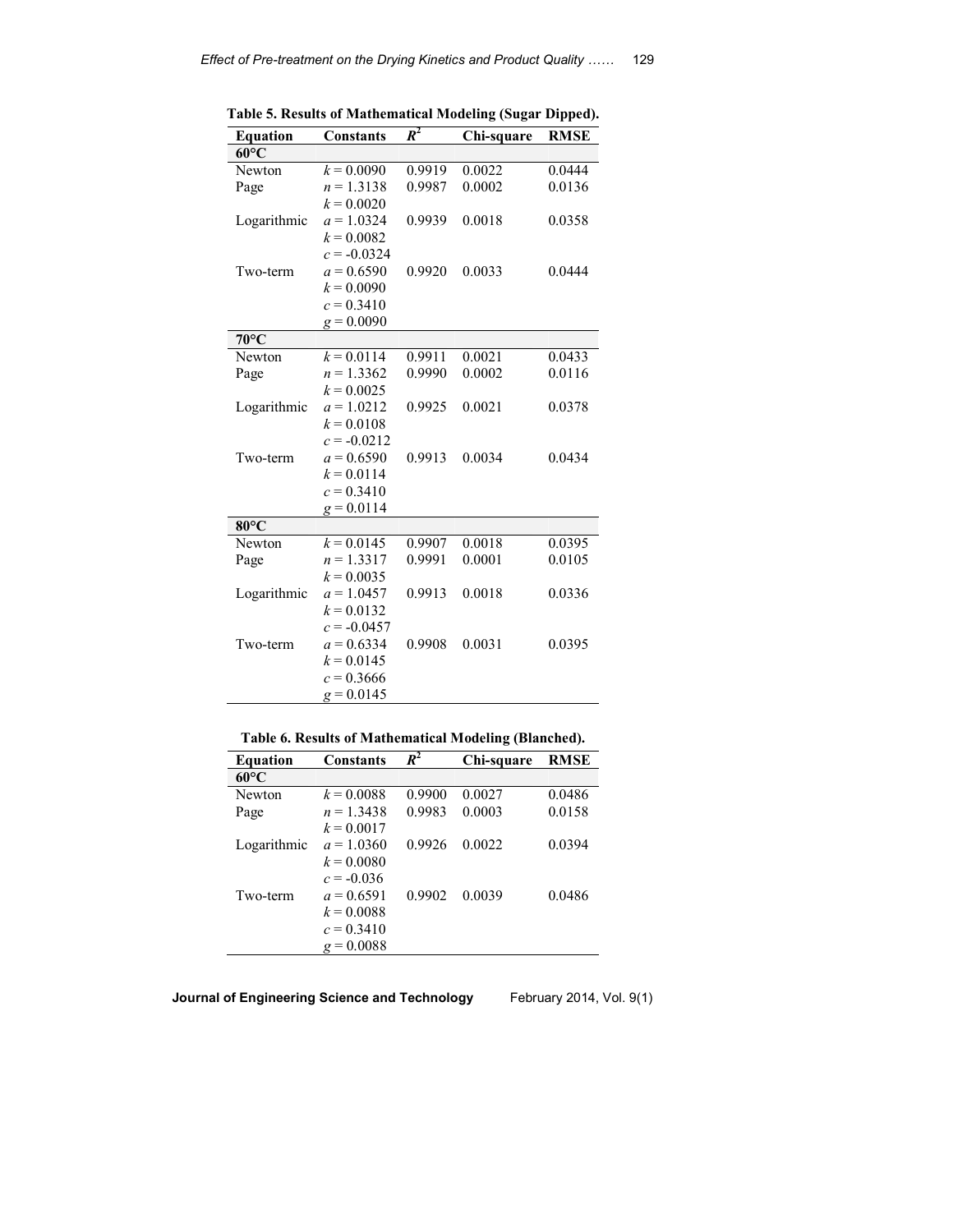**Table 5. Results of Mathematical Modeling (Sugar Dipped).**

| Equation | Constants | $R^2$ | Chi-square | RMSE |
|---|---|---|---|---|
| **60°C** | | | | |
| Newton | $k = 0.0090$ | 0.9919 | 0.0022 | 0.0444 |
| Page | $n = 1.3138$<br>$k = 0.0020$ | 0.9987 | 0.0002 | 0.0136 |
| Logarithmic | $a = 1.0324$<br>$k = 0.0082$<br>$c = -0.0324$ | 0.9939 | 0.0018 | 0.0358 |
| Two-term | $a = 0.6590$<br>$k = 0.0090$<br>$c = 0.3410$<br>$g = 0.0090$ | 0.9920 | 0.0033 | 0.0444 |
| **70°C** | | | | |
| Newton | $k = 0.0114$ | 0.9911 | 0.0021 | 0.0433 |
| Page | $n = 1.3362$<br>$k = 0.0025$ | 0.9990 | 0.0002 | 0.0116 |
| Logarithmic | $a = 1.0212$<br>$k = 0.0108$<br>$c = -0.0212$ | 0.9925 | 0.0021 | 0.0378 |
| Two-term | $a = 0.6590$<br>$k = 0.0114$<br>$c = 0.3410$<br>$g = 0.0114$ | 0.9913 | 0.0034 | 0.0434 |
| **80°C** | | | | |
| Newton | $k = 0.0145$ | 0.9907 | 0.0018 | 0.0395 |
| Page | $n = 1.3317$<br>$k = 0.0035$ | 0.9991 | 0.0001 | 0.0105 |
| Logarithmic | $a = 1.0457$<br>$k = 0.0132$<br>$c = -0.0457$ | 0.9913 | 0.0018 | 0.0336 |
| Two-term | $a = 0.6334$<br>$k = 0.0145$<br>$c = 0.3666$<br>$g = 0.0145$ | 0.9908 | 0.0031 | 0.0395 |

**Table 6. Results of Mathematical Modeling (Blanched).**

| Equation | Constants | $R^2$ | Chi-square | RMSE |
|---|---|---|---|---|
| **60°C** | | | | |
| Newton | $k = 0.0088$ | 0.9900 | 0.0027 | 0.0486 |
| Page | $n = 1.3438$<br>$k = 0.0017$ | 0.9983 | 0.0003 | 0.0158 |
| Logarithmic | $a = 1.0360$<br>$k = 0.0080$<br>$c = -0.036$ | 0.9926 | 0.0022 | 0.0394 |
| Two-term | $a = 0.6591$<br>$k = 0.0088$<br>$c = 0.3410$<br>$g = 0.0088$ | 0.9902 | 0.0039 | 0.0486 |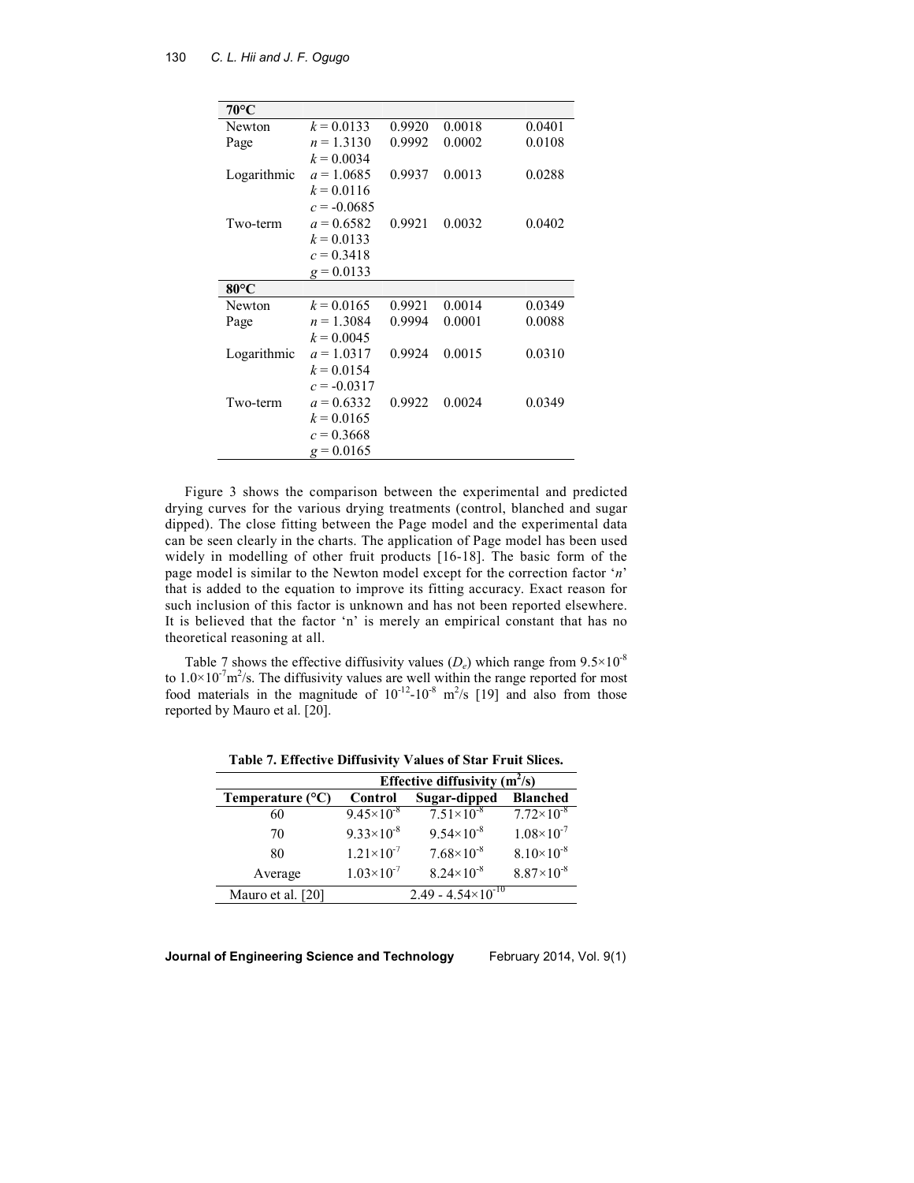| 70°C | | | | |
| --- | --- | --- | --- | --- |
| Newton | $k = 0.0133$ | 0.9920 | 0.0018 | 0.0401 |
| Page | $n = 1.3130$<br>$k = 0.0034$ | 0.9992 | 0.0002 | 0.0108 |
| Logarithmic | $a = 1.0685$<br>$k = 0.0116$<br>$c = -0.0685$ | 0.9937 | 0.0013 | 0.0288 |
| Two-term | $a = 0.6582$<br>$k = 0.0133$<br>$c = 0.3418$<br>$g = 0.0133$ | 0.9921 | 0.0032 | 0.0402 |
| **80°C** | | | | |
| Newton | $k = 0.0165$ | 0.9921 | 0.0014 | 0.0349 |
| Page | $n = 1.3084$<br>$k = 0.0045$ | 0.9994 | 0.0001 | 0.0088 |
| Logarithmic | $a = 1.0317$<br>$k = 0.0154$<br>$c = -0.0317$ | 0.9924 | 0.0015 | 0.0310 |
| Two-term | $a = 0.6332$<br>$k = 0.0165$<br>$c = 0.3668$<br>$g = 0.0165$ | 0.9922 | 0.0024 | 0.0349 |

Figure 3 shows the comparison between the experimental and predicted drying curves for the various drying treatments (control, blanched and sugar dipped). The close fitting between the Page model and the experimental data can be seen clearly in the charts. The application of Page model has been used widely in modelling of other fruit products [16-18]. The basic form of the page model is similar to the Newton model except for the correction factor '$n$' that is added to the equation to improve its fitting accuracy. Exact reason for such inclusion of this factor is unknown and has not been reported elsewhere. It is believed that the factor 'n' is merely an empirical constant that has no theoretical reasoning at all.

Table 7 shows the effective diffusivity values ($D_e$) which range from $9.5\times10^{-8}$ to $1.0\times10^{-7}$ m$^2$/s. The diffusivity values are well within the range reported for most food materials in the magnitude of $10^{-12}$-$10^{-8}$ m$^2$/s [19] and also from those reported by Mauro et al. [20].

**Table 7. Effective Diffusivity Values of Star Fruit Slices.**

| | Effective diffusivity (m$^2$/s) | | |
| --- | --- | --- | --- |
| **Temperature (°C)** | **Control** | **Sugar-dipped** | **Blanched** |
| 60 | $9.45\times10^{-8}$ | $7.51\times10^{-8}$ | $7.72\times10^{-8}$ |
| 70 | $9.33\times10^{-8}$ | $9.54\times10^{-8}$ | $1.08\times10^{-7}$ |
| 80 | $1.21\times10^{-7}$ | $7.68\times10^{-8}$ | $8.10\times10^{-8}$ |
| Average | $1.03\times10^{-7}$ | $8.24\times10^{-8}$ | $8.87\times10^{-8}$ |
| Mauro et al. [20] | $2.49$ - $4.54\times10^{-10}$ | | |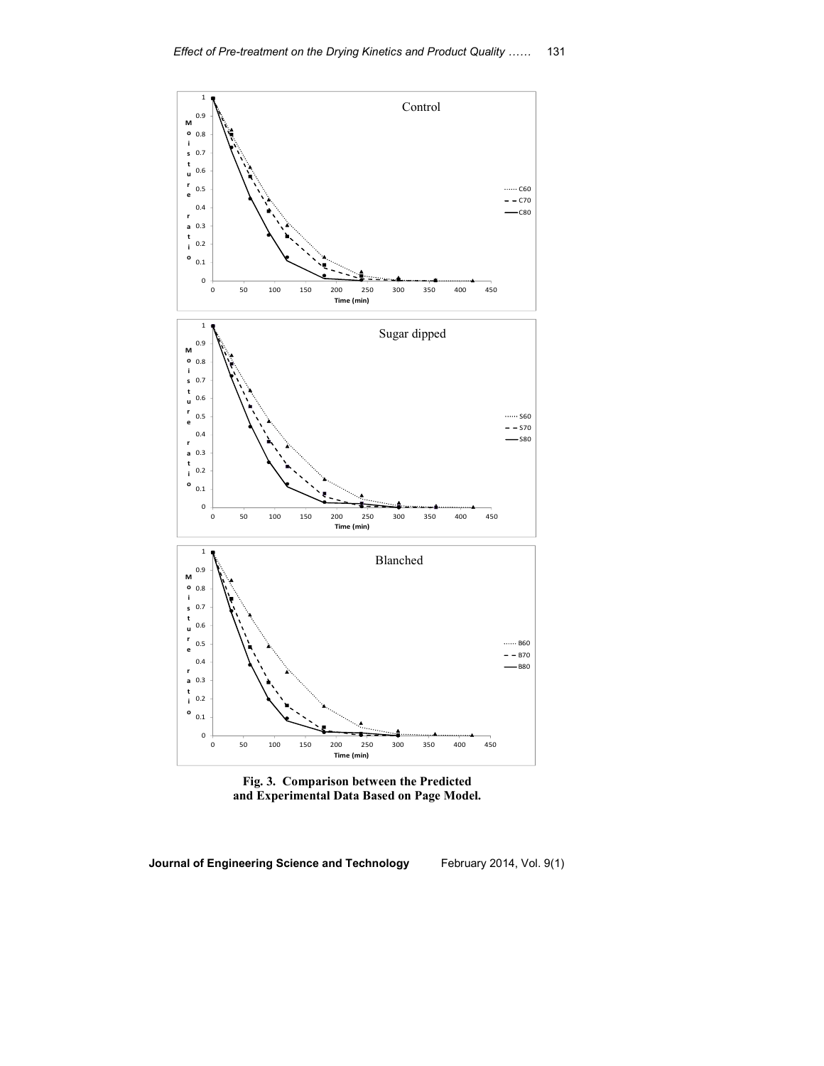**Fig. 3. Comparison between the Predicted and Experimental Data Based on Page Model.**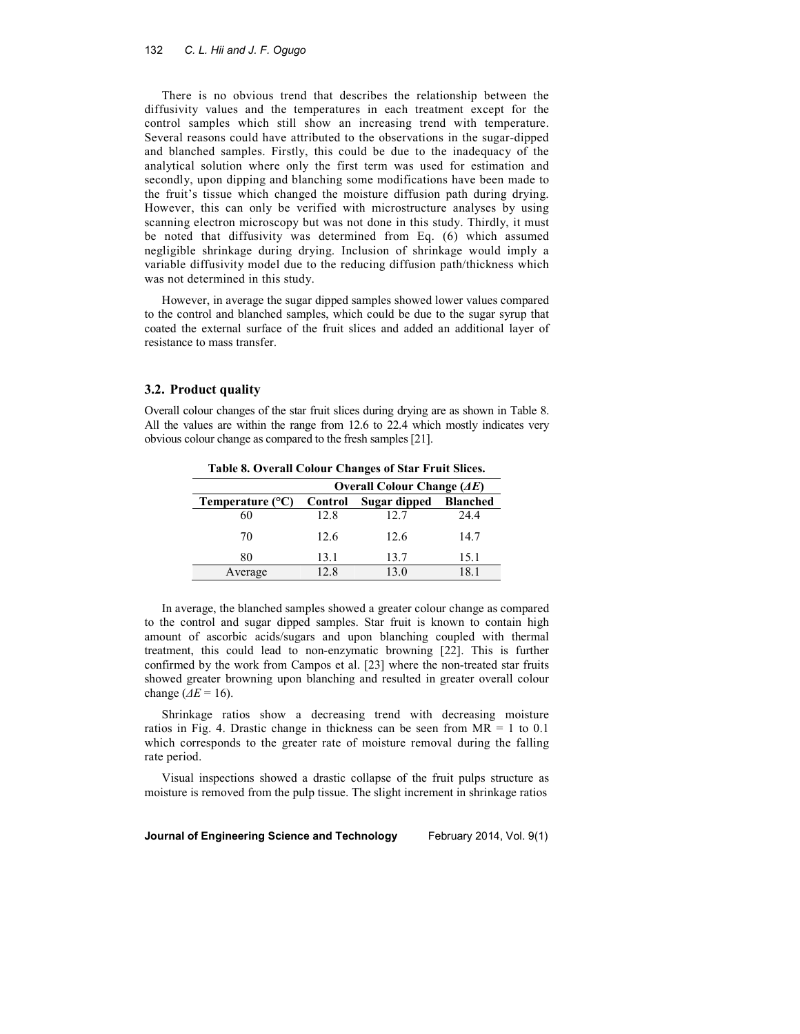There is no obvious trend that describes the relationship between the diffusivity values and the temperatures in each treatment except for the control samples which still show an increasing trend with temperature. Several reasons could have attributed to the observations in the sugar-dipped and blanched samples. Firstly, this could be due to the inadequacy of the analytical solution where only the first term was used for estimation and secondly, upon dipping and blanching some modifications have been made to the fruit's tissue which changed the moisture diffusion path during drying. However, this can only be verified with microstructure analyses by using scanning electron microscopy but was not done in this study. Thirdly, it must be noted that diffusivity was determined from Eq. (6) which assumed negligible shrinkage during drying. Inclusion of shrinkage would imply a variable diffusivity model due to the reducing diffusion path/thickness which was not determined in this study.

However, in average the sugar dipped samples showed lower values compared to the control and blanched samples, which could be due to the sugar syrup that coated the external surface of the fruit slices and added an additional layer of resistance to mass transfer.

## 3.2. Product quality

Overall colour changes of the star fruit slices during drying are as shown in Table 8. All the values are within the range from 12.6 to 22.4 which mostly indicates very obvious colour change as compared to the fresh samples [21].

**Table 8. Overall Colour Changes of Star Fruit Slices.**

| | Overall Colour Change ($\Delta E$) | | |
|---|---|---|---|
| Temperature (°C) | Control | Sugar dipped | Blanched |
| 60 | 12.8 | 12.7 | 24.4 |
| 70 | 12.6 | 12.6 | 14.7 |
| 80 | 13.1 | 13.7 | 15.1 |
| Average | 12.8 | 13.0 | 18.1 |

In average, the blanched samples showed a greater colour change as compared to the control and sugar dipped samples. Star fruit is known to contain high amount of ascorbic acids/sugars and upon blanching coupled with thermal treatment, this could lead to non-enzymatic browning [22]. This is further confirmed by the work from Campos et al. [23] where the non-treated star fruits showed greater browning upon blanching and resulted in greater overall colour change ($\Delta E$ = 16).

Shrinkage ratios show a decreasing trend with decreasing moisture ratios in Fig. 4. Drastic change in thickness can be seen from MR = 1 to 0.1 which corresponds to the greater rate of moisture removal during the falling rate period.

Visual inspections showed a drastic collapse of the fruit pulps structure as moisture is removed from the pulp tissue. The slight increment in shrinkage ratios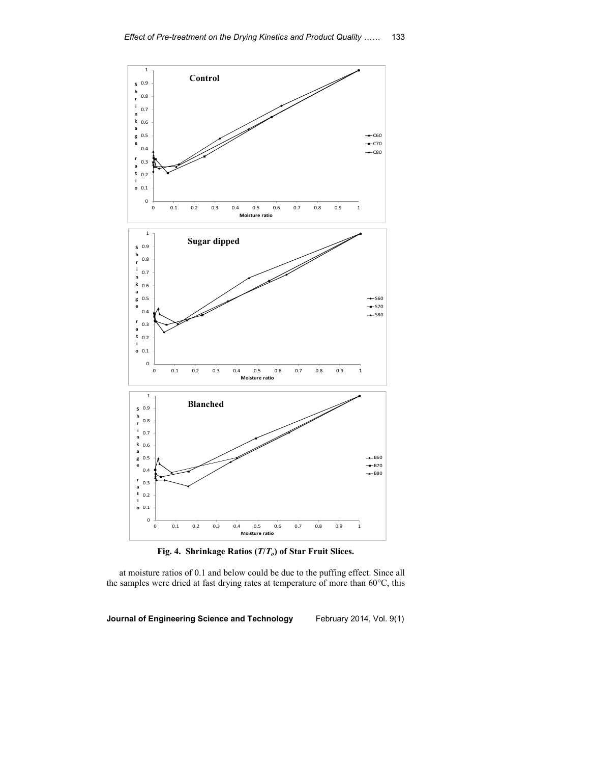**Fig. 4. Shrinkage Ratios ($T/T_o$) of Star Fruit Slices.**

at moisture ratios of 0.1 and below could be due to the puffing effect. Since all the samples were dried at fast drying rates at temperature of more than 60°C, this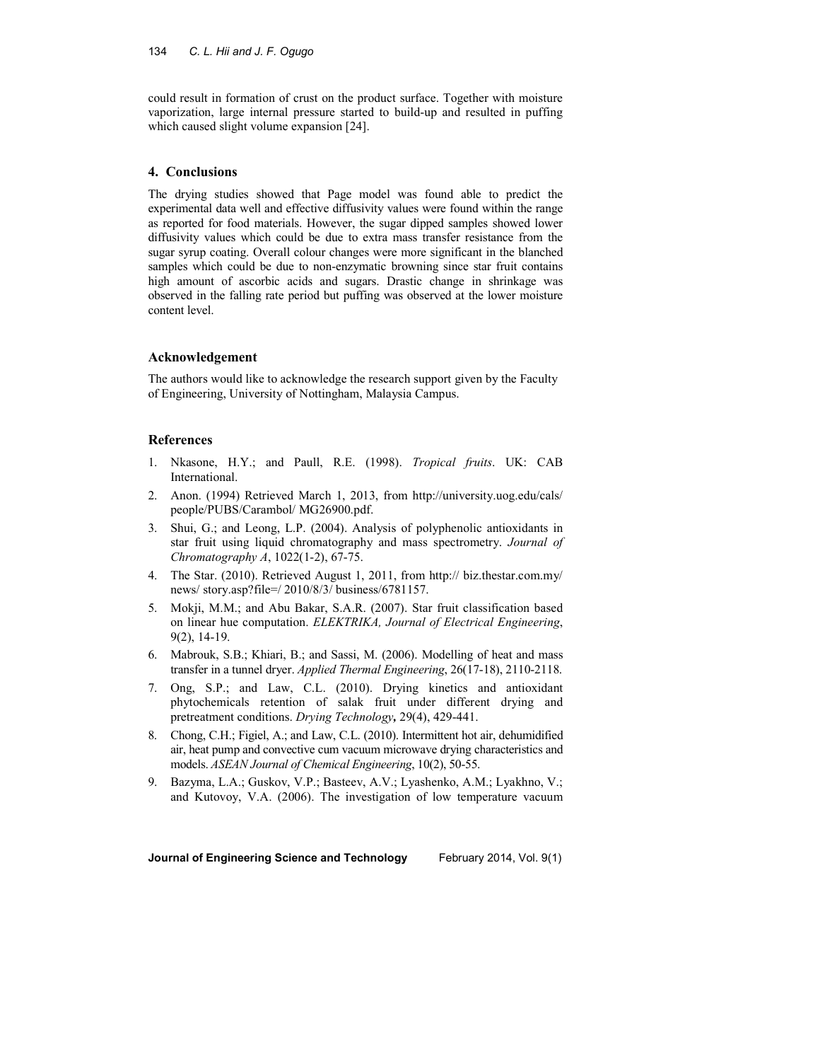could result in formation of crust on the product surface. Together with moisture vaporization, large internal pressure started to build-up and resulted in puffing which caused slight volume expansion [24].

## 4. Conclusions

The drying studies showed that Page model was found able to predict the experimental data well and effective diffusivity values were found within the range as reported for food materials. However, the sugar dipped samples showed lower diffusivity values which could be due to extra mass transfer resistance from the sugar syrup coating. Overall colour changes were more significant in the blanched samples which could be due to non-enzymatic browning since star fruit contains high amount of ascorbic acids and sugars. Drastic change in shrinkage was observed in the falling rate period but puffing was observed at the lower moisture content level.

## Acknowledgement

The authors would like to acknowledge the research support given by the Faculty of Engineering, University of Nottingham, Malaysia Campus.

## References

1. Nkasone, H.Y.; and Paull, R.E. (1998). *Tropical fruits*. UK: CAB International.
2. Anon. (1994) Retrieved March 1, 2013, from http://university.uog.edu/cals/ people/PUBS/Carambol/ MG26900.pdf.
3. Shui, G.; and Leong, L.P. (2004). Analysis of polyphenolic antioxidants in star fruit using liquid chromatography and mass spectrometry. *Journal of Chromatography A*, 1022(1-2), 67-75.
4. The Star. (2010). Retrieved August 1, 2011, from http:// biz.thestar.com.my/ news/ story.asp?file=/ 2010/8/3/ business/6781157.
5. Mokji, M.M.; and Abu Bakar, S.A.R. (2007). Star fruit classification based on linear hue computation. *ELEKTRIKA, Journal of Electrical Engineering*, 9(2), 14-19.
6. Mabrouk, S.B.; Khiari, B.; and Sassi, M. (2006). Modelling of heat and mass transfer in a tunnel dryer. *Applied Thermal Engineering*, 26(17-18), 2110-2118.
7. Ong, S.P.; and Law, C.L. (2010). Drying kinetics and antioxidant phytochemicals retention of salak fruit under different drying and pretreatment conditions. *Drying Technology*, 29(4), 429-441.
8. Chong, C.H.; Figiel, A.; and Law, C.L. (2010). Intermittent hot air, dehumidified air, heat pump and convective cum vacuum microwave drying characteristics and models. *ASEAN Journal of Chemical Engineering*, 10(2), 50-55.
9. Bazyma, L.A.; Guskov, V.P.; Basteev, A.V.; Lyashenko, A.M.; Lyakhno, V.; and Kutovoy, V.A. (2006). The investigation of low temperature vacuum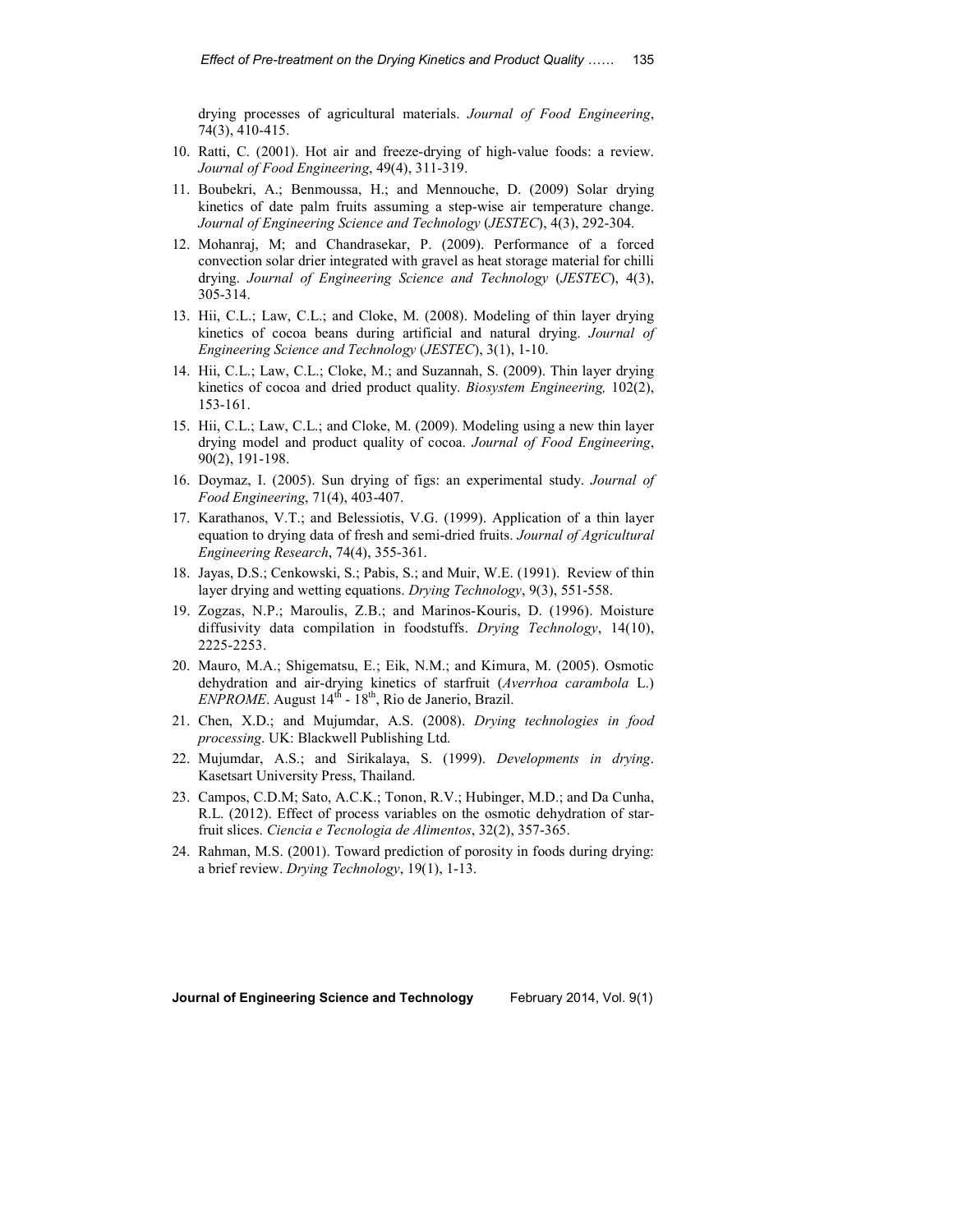drying processes of agricultural materials. *Journal of Food Engineering*, 74(3), 410-415.

10. Ratti, C. (2001). Hot air and freeze-drying of high-value foods: a review. *Journal of Food Engineering*, 49(4), 311-319.
11. Boubekri, A.; Benmoussa, H.; and Mennouche, D. (2009) Solar drying kinetics of date palm fruits assuming a step-wise air temperature change. *Journal of Engineering Science and Technology* (*JESTEC*), 4(3), 292-304.
12. Mohanraj, M; and Chandrasekar, P. (2009). Performance of a forced convection solar drier integrated with gravel as heat storage material for chilli drying. *Journal of Engineering Science and Technology* (*JESTEC*), 4(3), 305-314.
13. Hii, C.L.; Law, C.L.; and Cloke, M. (2008). Modeling of thin layer drying kinetics of cocoa beans during artificial and natural drying. *Journal of Engineering Science and Technology* (*JESTEC*), 3(1), 1-10.
14. Hii, C.L.; Law, C.L.; Cloke, M.; and Suzannah, S. (2009). Thin layer drying kinetics of cocoa and dried product quality. *Biosystem Engineering,* 102(2), 153-161.
15. Hii, C.L.; Law, C.L.; and Cloke, M. (2009). Modeling using a new thin layer drying model and product quality of cocoa. *Journal of Food Engineering*, 90(2), 191-198.
16. Doymaz, I. (2005). Sun drying of figs: an experimental study. *Journal of Food Engineering*, 71(4), 403-407.
17. Karathanos, V.T.; and Belessiotis, V.G. (1999). Application of a thin layer equation to drying data of fresh and semi-dried fruits. *Journal of Agricultural Engineering Research*, 74(4), 355-361.
18. Jayas, D.S.; Cenkowski, S.; Pabis, S.; and Muir, W.E. (1991). Review of thin layer drying and wetting equations. *Drying Technology*, 9(3), 551-558.
19. Zogzas, N.P.; Maroulis, Z.B.; and Marinos-Kouris, D. (1996). Moisture diffusivity data compilation in foodstuffs. *Drying Technology*, 14(10), 2225-2253.
20. Mauro, M.A.; Shigematsu, E.; Eik, N.M.; and Kimura, M. (2005). Osmotic dehydration and air-drying kinetics of starfruit (*Averrhoa carambola* L.) *ENPROME*. August 14th - 18th, Rio de Janerio, Brazil.
21. Chen, X.D.; and Mujumdar, A.S. (2008). *Drying technologies in food processing*. UK: Blackwell Publishing Ltd.
22. Mujumdar, A.S.; and Sirikalaya, S. (1999). *Developments in drying*. Kasetsart University Press, Thailand.
23. Campos, C.D.M; Sato, A.C.K.; Tonon, R.V.; Hubinger, M.D.; and Da Cunha, R.L. (2012). Effect of process variables on the osmotic dehydration of star-fruit slices. *Ciencia e Tecnologia de Alimentos*, 32(2), 357-365.
24. Rahman, M.S. (2001). Toward prediction of porosity in foods during drying: a brief review. *Drying Technology*, 19(1), 1-13.